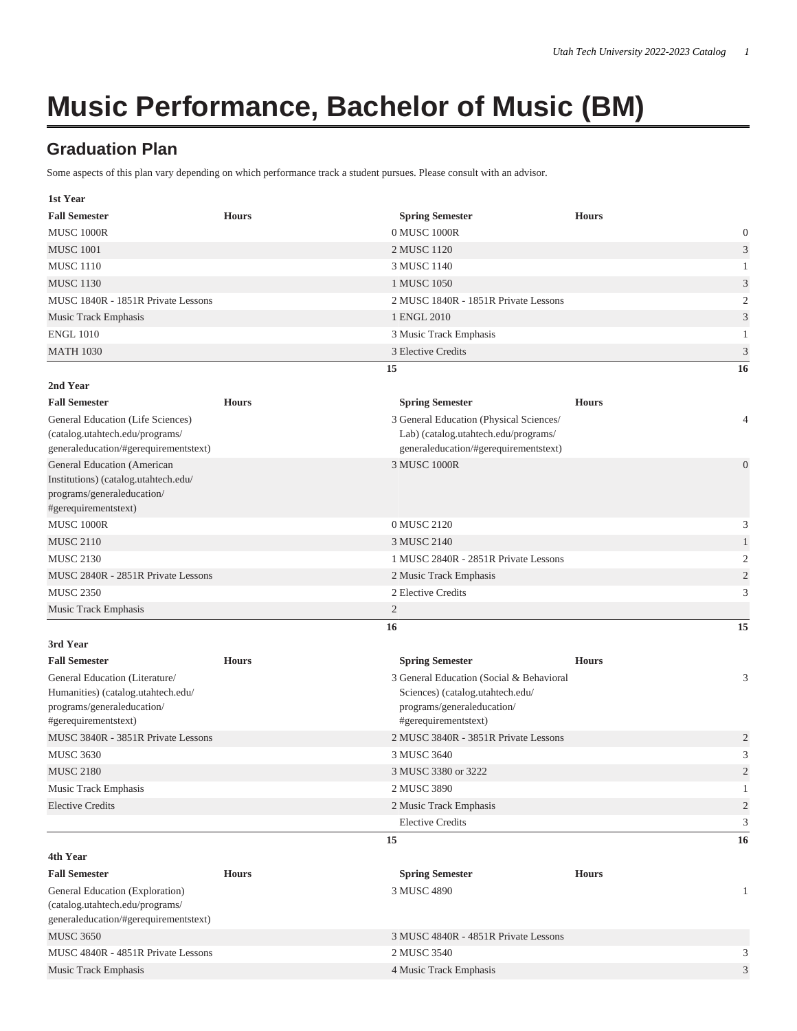# Music Performance, Bachelor of Music (BM)

## Graduation Plan

Some aspects of this plan vary depending on which performance track a student pursues. Please consult with an advisor.

**1st Year**

| Fall Semester | Hours | Spring Semester | Hours |
|---|---|---|---|
| MUSC 1000R | 0 | MUSC 1000R | 0 |
| MUSC 1001 | 2 | MUSC 1120 | 3 |
| MUSC 1110 | 3 | MUSC 1140 | 1 |
| MUSC 1130 | 1 | MUSC 1050 | 3 |
| MUSC 1840R - 1851R Private Lessons | 2 | MUSC 1840R - 1851R Private Lessons | 2 |
| Music Track Emphasis | 1 | ENGL 2010 | 3 |
| ENGL 1010 | 3 | Music Track Emphasis | 1 |
| MATH 1030 | 3 | Elective Credits | 3 |
| | 15 | | 16 |

**2nd Year**

| Fall Semester | Hours | Spring Semester | Hours |
|---|---|---|---|
| General Education (Life Sciences) (catalog.utahtech.edu/programs/generaleducation/#gerequirementstext) | 3 | General Education (Physical Sciences/Lab) (catalog.utahtech.edu/programs/generaleducation/#gerequirementstext) | 4 |
| General Education (American Institutions) (catalog.utahtech.edu/programs/generaleducation/#gerequirementstext) | 3 | MUSC 1000R | 0 |
| MUSC 1000R | 0 | MUSC 2120 | 3 |
| MUSC 2110 | 3 | MUSC 2140 | 1 |
| MUSC 2130 | 1 | MUSC 2840R - 2851R Private Lessons | 2 |
| MUSC 2840R - 2851R Private Lessons | 2 | Music Track Emphasis | 2 |
| MUSC 2350 | 2 | Elective Credits | 3 |
| Music Track Emphasis | 2 | | |
| | 16 | | 15 |

**3rd Year**

| Fall Semester | Hours | Spring Semester | Hours |
|---|---|---|---|
| General Education (Literature/Humanities) (catalog.utahtech.edu/programs/generaleducation/#gerequirementstext) | 3 | General Education (Social & Behavioral Sciences) (catalog.utahtech.edu/programs/generaleducation/#gerequirementstext) | 3 |
| MUSC 3840R - 3851R Private Lessons | 2 | MUSC 3840R - 3851R Private Lessons | 2 |
| MUSC 3630 | 3 | MUSC 3640 | 3 |
| MUSC 2180 | 3 | MUSC 3380 or 3222 | 2 |
| Music Track Emphasis | 2 | MUSC 3890 | 1 |
| Elective Credits | 2 | Music Track Emphasis | 2 |
| | | Elective Credits | 3 |
| | 15 | | 16 |

**4th Year**

| Fall Semester | Hours | Spring Semester | Hours |
|---|---|---|---|
| General Education (Exploration) (catalog.utahtech.edu/programs/generaleducation/#gerequirementstext) | 3 | MUSC 4890 | 1 |
| MUSC 3650 | 3 | MUSC 4840R - 4851R Private Lessons | |
| MUSC 4840R - 4851R Private Lessons | 2 | MUSC 3540 | 3 |
| Music Track Emphasis | 4 | Music Track Emphasis | 3 |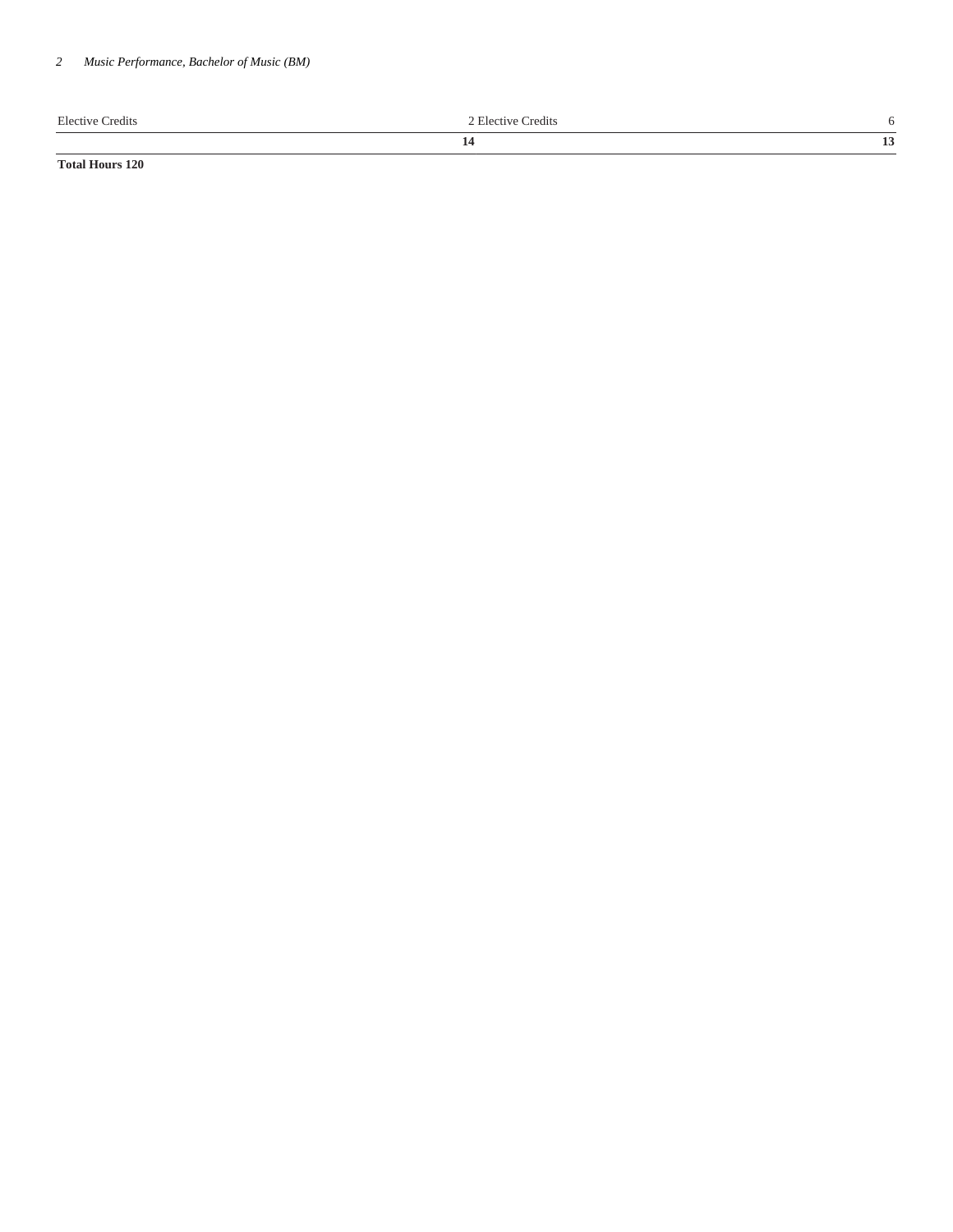| | | |
|---|---|---|
| Elective Credits | 2 Elective Credits | 6 |
| | **14** | **13** |

**Total Hours 120**